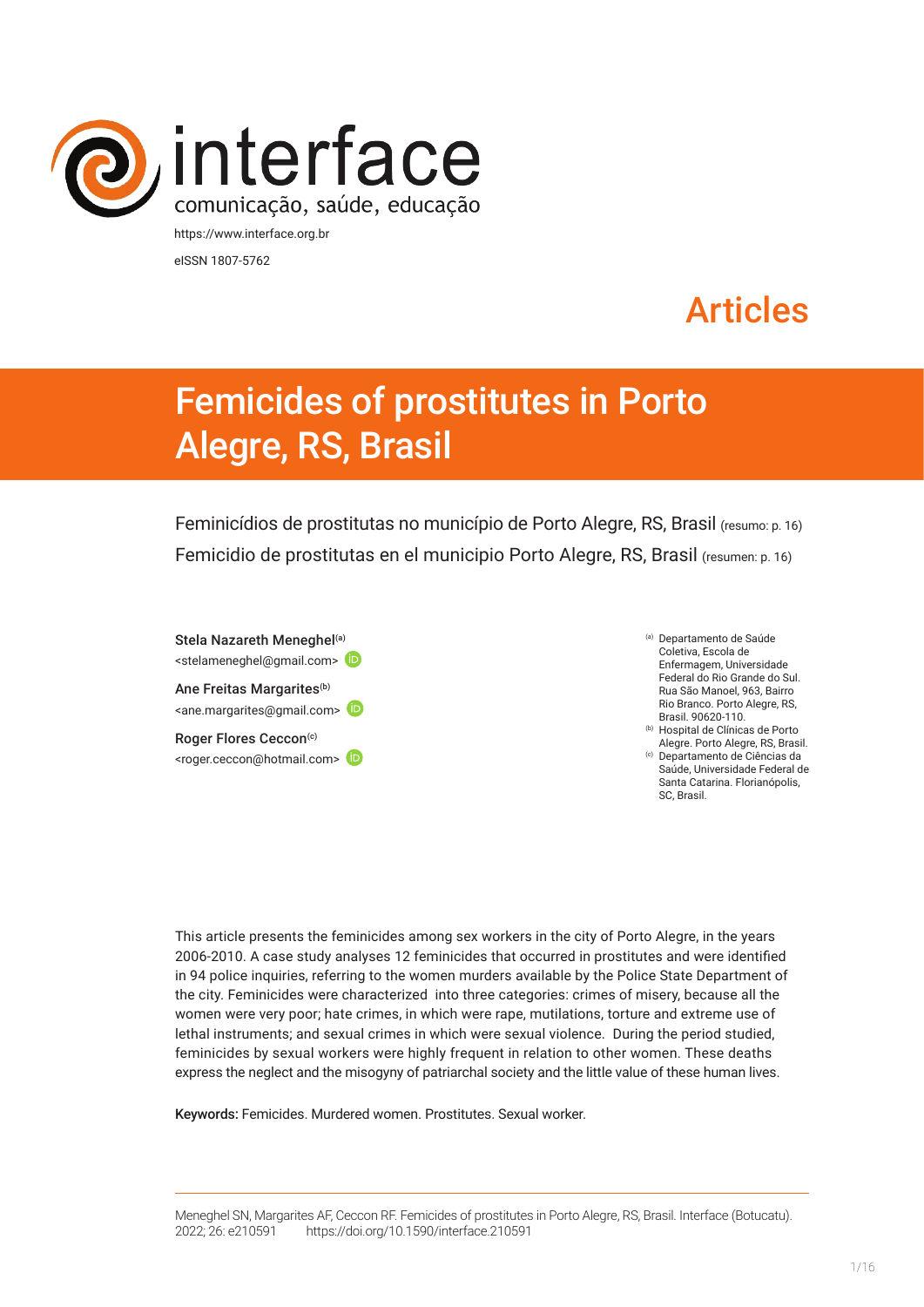interface
comunicação, saúde, educação

https://www.interface.org.br

eISSN 1807-5762

Articles

# Femicides of prostitutes in Porto Alegre, RS, Brasil

Feminicídios de prostitutas no município de Porto Alegre, RS, Brasil (resumo: p. 16)

Femicidio de prostitutas en el municipio Porto Alegre, RS, Brasil (resumen: p. 16)

Stela Nazareth Meneghel[(a)]
<stelameneghel@gmail.com>

Ane Freitas Margarites[(b)]
<ane.margarites@gmail.com>

Roger Flores Ceccon[(c)]
<roger.ceccon@hotmail.com>

[(a)] Departamento de Saúde Coletiva, Escola de Enfermagem, Universidade Federal do Rio Grande do Sul. Rua São Manoel, 963, Bairro Rio Branco. Porto Alegre, RS, Brasil. 90620-110.

[(b)] Hospital de Clínicas de Porto Alegre. Porto Alegre, RS, Brasil.

[(c)] Departamento de Ciências da Saúde, Universidade Federal de Santa Catarina. Florianópolis, SC, Brasil.

This article presents the feminicides among sex workers in the city of Porto Alegre, in the years 2006-2010. A case study analyses 12 feminicides that occurred in prostitutes and were identified in 94 police inquiries, referring to the women murders available by the Police State Department of the city. Feminicides were characterized into three categories: crimes of misery, because all the women were very poor; hate crimes, in which were rape, mutilations, torture and extreme use of lethal instruments; and sexual crimes in which were sexual violence. During the period studied, feminicides by sexual workers were highly frequent in relation to other women. These deaths express the neglect and the misogyny of patriarchal society and the little value of these human lives.

**Keywords:** Femicides. Murdered women. Prostitutes. Sexual worker.

Meneghel SN, Margarites AF, Ceccon RF. Femicides of prostitutes in Porto Alegre, RS, Brasil. Interface (Botucatu). 2022; 26: e210591 https://doi.org/10.1590/interface.210591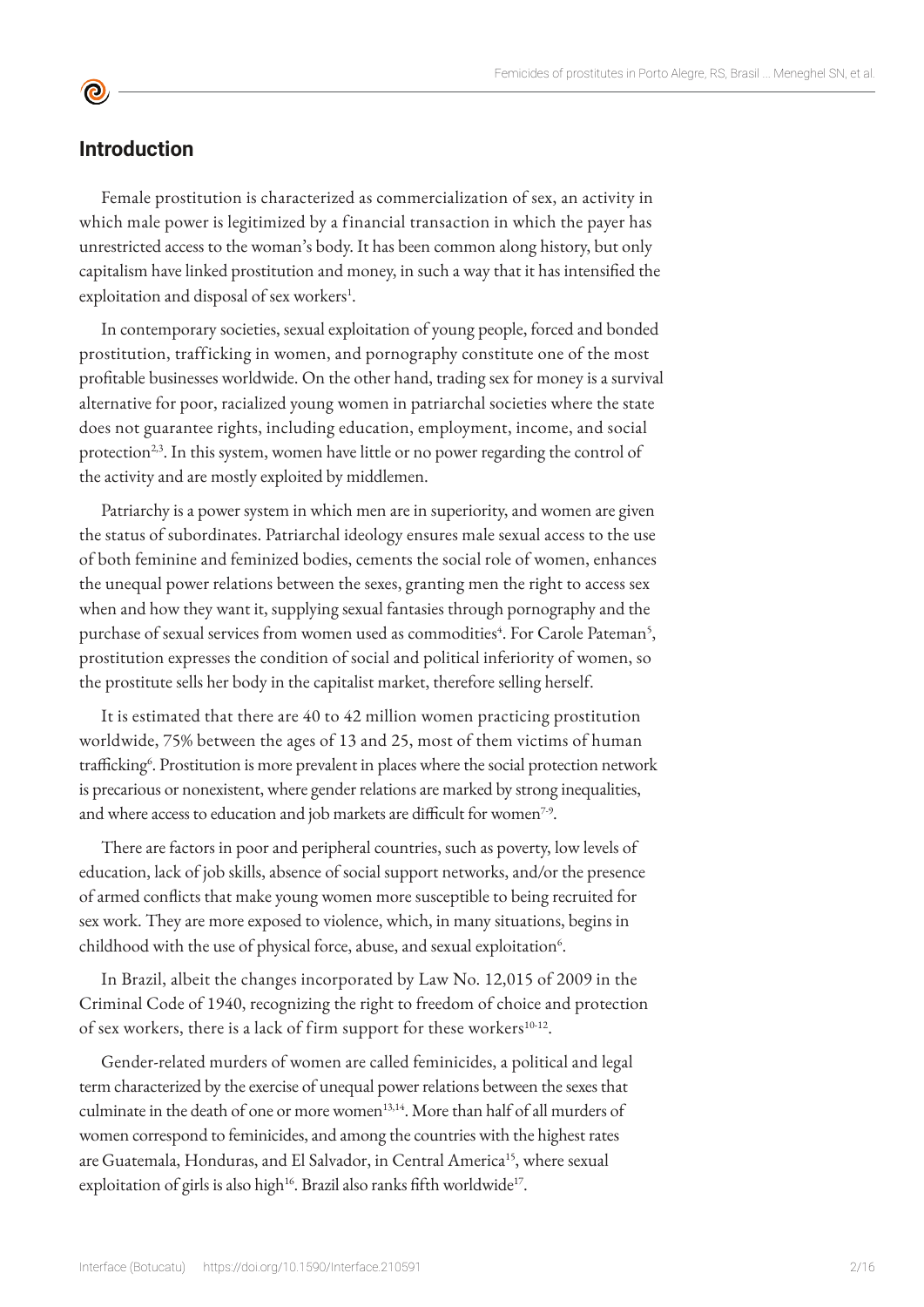## Introduction

Female prostitution is characterized as commercialization of sex, an activity in which male power is legitimized by a financial transaction in which the payer has unrestricted access to the woman's body. It has been common along history, but only capitalism have linked prostitution and money, in such a way that it has intensified the exploitation and disposal of sex workers[1].

In contemporary societies, sexual exploitation of young people, forced and bonded prostitution, trafficking in women, and pornography constitute one of the most profitable businesses worldwide. On the other hand, trading sex for money is a survival alternative for poor, racialized young women in patriarchal societies where the state does not guarantee rights, including education, employment, income, and social protection[2,3]. In this system, women have little or no power regarding the control of the activity and are mostly exploited by middlemen.

Patriarchy is a power system in which men are in superiority, and women are given the status of subordinates. Patriarchal ideology ensures male sexual access to the use of both feminine and feminized bodies, cements the social role of women, enhances the unequal power relations between the sexes, granting men the right to access sex when and how they want it, supplying sexual fantasies through pornography and the purchase of sexual services from women used as commodities[4]. For Carole Pateman[5], prostitution expresses the condition of social and political inferiority of women, so the prostitute sells her body in the capitalist market, therefore selling herself.

It is estimated that there are 40 to 42 million women practicing prostitution worldwide, 75% between the ages of 13 and 25, most of them victims of human trafficking[6]. Prostitution is more prevalent in places where the social protection network is precarious or nonexistent, where gender relations are marked by strong inequalities, and where access to education and job markets are difficult for women[7-9].

There are factors in poor and peripheral countries, such as poverty, low levels of education, lack of job skills, absence of social support networks, and/or the presence of armed conflicts that make young women more susceptible to being recruited for sex work. They are more exposed to violence, which, in many situations, begins in childhood with the use of physical force, abuse, and sexual exploitation[6].

In Brazil, albeit the changes incorporated by Law No. 12,015 of 2009 in the Criminal Code of 1940, recognizing the right to freedom of choice and protection of sex workers, there is a lack of firm support for these workers[10-12].

Gender-related murders of women are called feminicides, a political and legal term characterized by the exercise of unequal power relations between the sexes that culminate in the death of one or more women[13,14]. More than half of all murders of women correspond to feminicides, and among the countries with the highest rates are Guatemala, Honduras, and El Salvador, in Central America[15], where sexual exploitation of girls is also high[16]. Brazil also ranks fifth worldwide[17].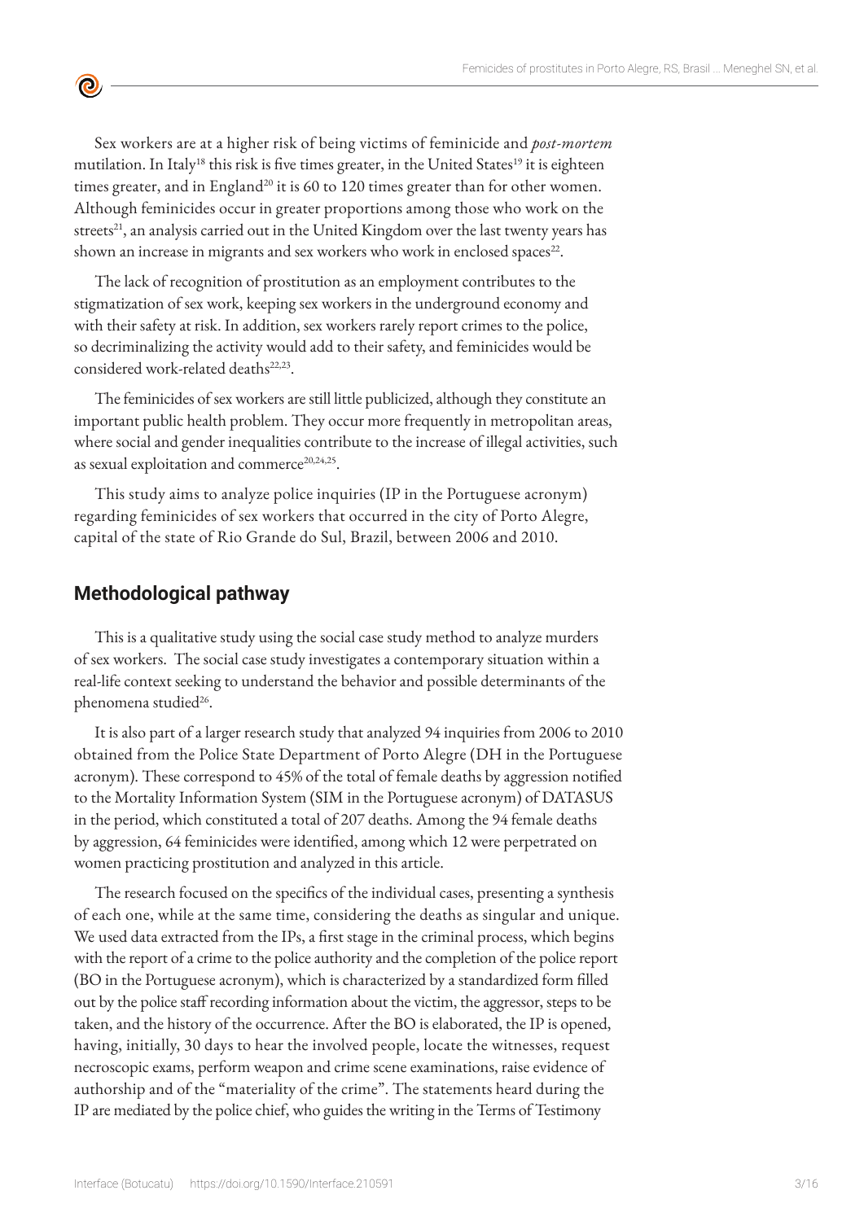Sex workers are at a higher risk of being victims of feminicide and *post-mortem* mutilation. In Italy[18] this risk is five times greater, in the United States[19] it is eighteen times greater, and in England[20] it is 60 to 120 times greater than for other women. Although feminicides occur in greater proportions among those who work on the streets[21], an analysis carried out in the United Kingdom over the last twenty years has shown an increase in migrants and sex workers who work in enclosed spaces[22].

The lack of recognition of prostitution as an employment contributes to the stigmatization of sex work, keeping sex workers in the underground economy and with their safety at risk. In addition, sex workers rarely report crimes to the police, so decriminalizing the activity would add to their safety, and feminicides would be considered work-related deaths[22,23].

The feminicides of sex workers are still little publicized, although they constitute an important public health problem. They occur more frequently in metropolitan areas, where social and gender inequalities contribute to the increase of illegal activities, such as sexual exploitation and commerce[20,24,25].

This study aims to analyze police inquiries (IP in the Portuguese acronym) regarding feminicides of sex workers that occurred in the city of Porto Alegre, capital of the state of Rio Grande do Sul, Brazil, between 2006 and 2010.

## Methodological pathway

This is a qualitative study using the social case study method to analyze murders of sex workers. The social case study investigates a contemporary situation within a real-life context seeking to understand the behavior and possible determinants of the phenomena studied[26].

It is also part of a larger research study that analyzed 94 inquiries from 2006 to 2010 obtained from the Police State Department of Porto Alegre (DH in the Portuguese acronym). These correspond to 45% of the total of female deaths by aggression notified to the Mortality Information System (SIM in the Portuguese acronym) of DATASUS in the period, which constituted a total of 207 deaths. Among the 94 female deaths by aggression, 64 feminicides were identified, among which 12 were perpetrated on women practicing prostitution and analyzed in this article.

The research focused on the specifics of the individual cases, presenting a synthesis of each one, while at the same time, considering the deaths as singular and unique. We used data extracted from the IPs, a first stage in the criminal process, which begins with the report of a crime to the police authority and the completion of the police report (BO in the Portuguese acronym), which is characterized by a standardized form filled out by the police staff recording information about the victim, the aggressor, steps to be taken, and the history of the occurrence. After the BO is elaborated, the IP is opened, having, initially, 30 days to hear the involved people, locate the witnesses, request necroscopic exams, perform weapon and crime scene examinations, raise evidence of authorship and of the "materiality of the crime". The statements heard during the IP are mediated by the police chief, who guides the writing in the Terms of Testimony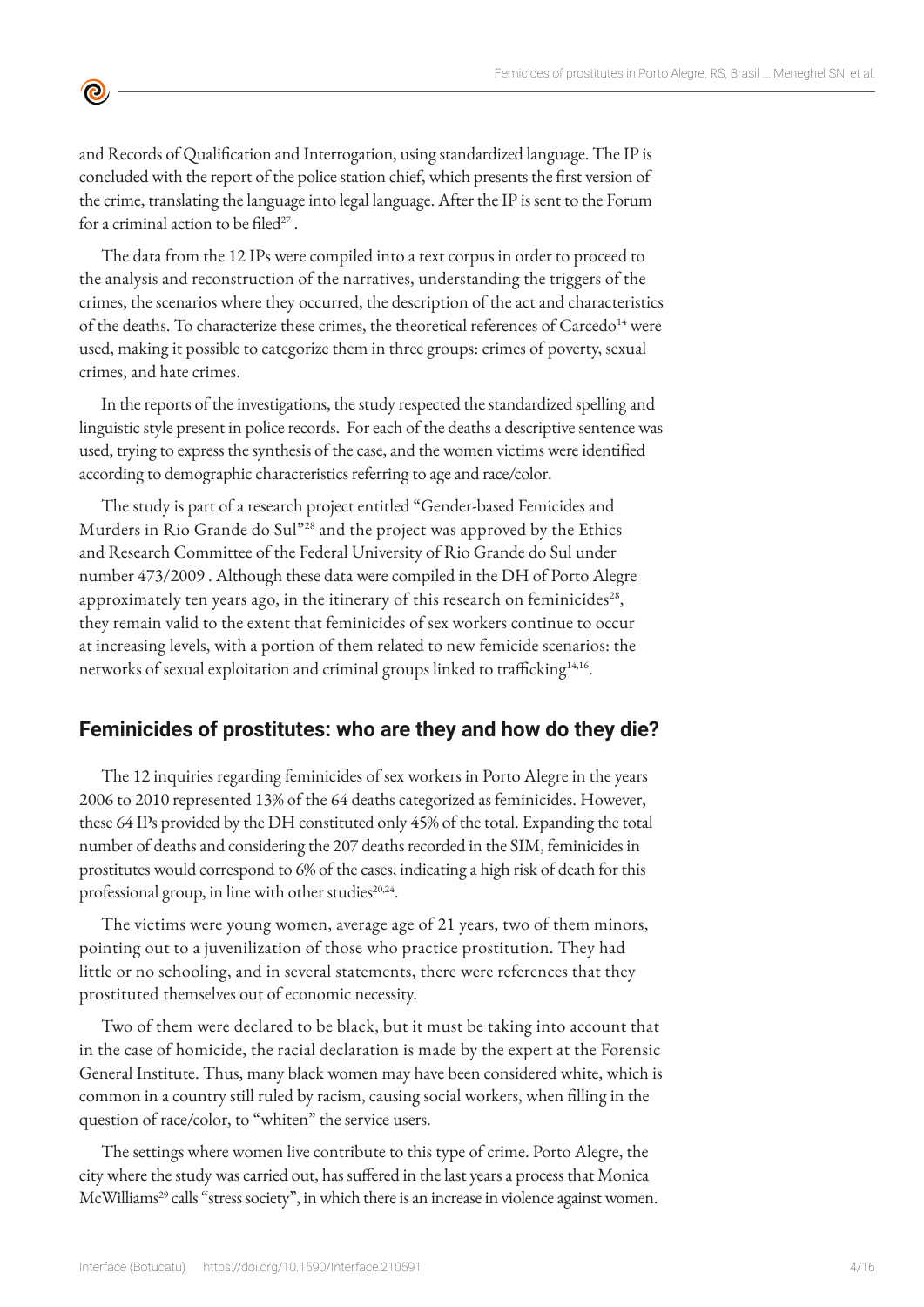and Records of Qualification and Interrogation, using standardized language. The IP is concluded with the report of the police station chief, which presents the first version of the crime, translating the language into legal language. After the IP is sent to the Forum for a criminal action to be filed[27] .

The data from the 12 IPs were compiled into a text corpus in order to proceed to the analysis and reconstruction of the narratives, understanding the triggers of the crimes, the scenarios where they occurred, the description of the act and characteristics of the deaths. To characterize these crimes, the theoretical references of Carcedo[14] were used, making it possible to categorize them in three groups: crimes of poverty, sexual crimes, and hate crimes.

In the reports of the investigations, the study respected the standardized spelling and linguistic style present in police records. For each of the deaths a descriptive sentence was used, trying to express the synthesis of the case, and the women victims were identified according to demographic characteristics referring to age and race/color.

The study is part of a research project entitled "Gender-based Femicides and Murders in Rio Grande do Sul"[28] and the project was approved by the Ethics and Research Committee of the Federal University of Rio Grande do Sul under number 473/2009 . Although these data were compiled in the DH of Porto Alegre approximately ten years ago, in the itinerary of this research on feminicides[28], they remain valid to the extent that feminicides of sex workers continue to occur at increasing levels, with a portion of them related to new femicide scenarios: the networks of sexual exploitation and criminal groups linked to trafficking[14,16].

## Feminicides of prostitutes: who are they and how do they die?

The 12 inquiries regarding feminicides of sex workers in Porto Alegre in the years 2006 to 2010 represented 13% of the 64 deaths categorized as feminicides. However, these 64 IPs provided by the DH constituted only 45% of the total. Expanding the total number of deaths and considering the 207 deaths recorded in the SIM, feminicides in prostitutes would correspond to 6% of the cases, indicating a high risk of death for this professional group, in line with other studies[20,24].

The victims were young women, average age of 21 years, two of them minors, pointing out to a juvenilization of those who practice prostitution. They had little or no schooling, and in several statements, there were references that they prostituted themselves out of economic necessity.

Two of them were declared to be black, but it must be taking into account that in the case of homicide, the racial declaration is made by the expert at the Forensic General Institute. Thus, many black women may have been considered white, which is common in a country still ruled by racism, causing social workers, when filling in the question of race/color, to "whiten" the service users.

The settings where women live contribute to this type of crime. Porto Alegre, the city where the study was carried out, has suffered in the last years a process that Monica McWilliams[29] calls "stress society", in which there is an increase in violence against women.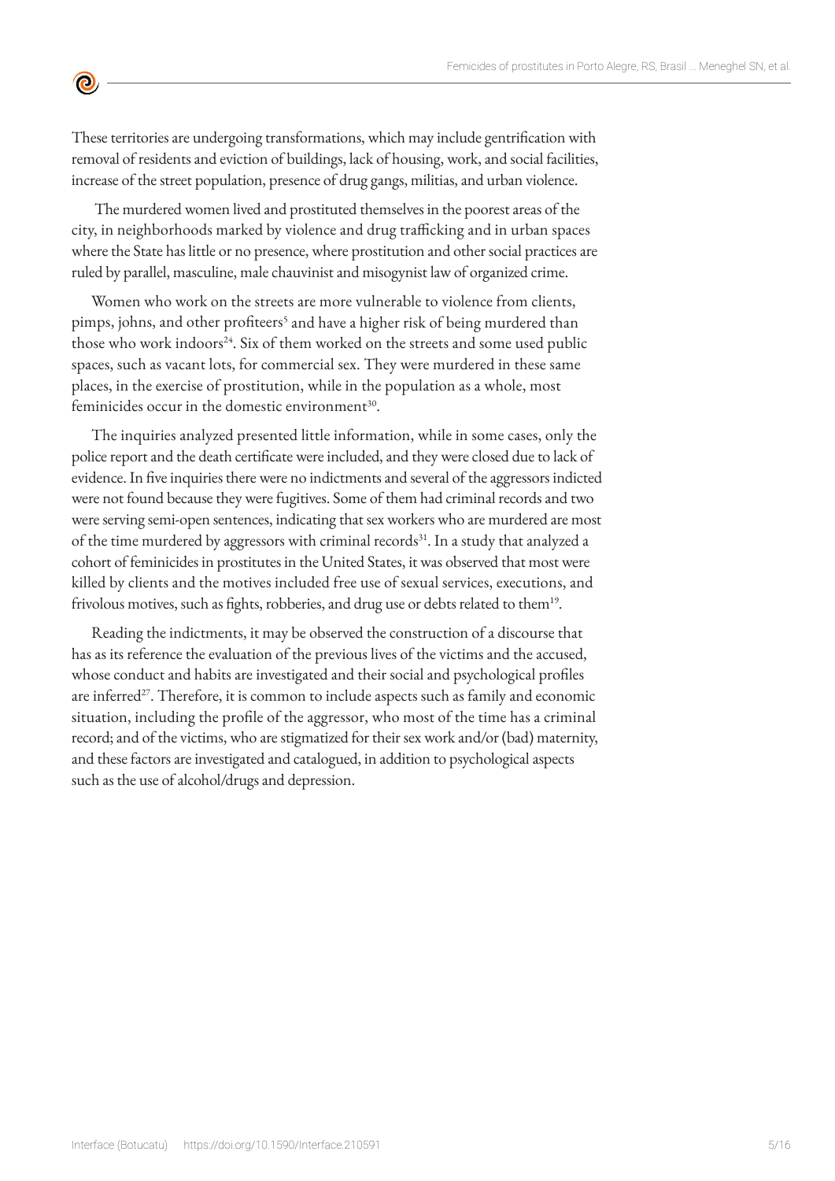These territories are undergoing transformations, which may include gentrification with removal of residents and eviction of buildings, lack of housing, work, and social facilities, increase of the street population, presence of drug gangs, militias, and urban violence.

The murdered women lived and prostituted themselves in the poorest areas of the city, in neighborhoods marked by violence and drug trafficking and in urban spaces where the State has little or no presence, where prostitution and other social practices are ruled by parallel, masculine, male chauvinist and misogynist law of organized crime.

Women who work on the streets are more vulnerable to violence from clients, pimps, johns, and other profiteers[5] and have a higher risk of being murdered than those who work indoors[24]. Six of them worked on the streets and some used public spaces, such as vacant lots, for commercial sex. They were murdered in these same places, in the exercise of prostitution, while in the population as a whole, most feminicides occur in the domestic environment[30].

The inquiries analyzed presented little information, while in some cases, only the police report and the death certificate were included, and they were closed due to lack of evidence. In five inquiries there were no indictments and several of the aggressors indicted were not found because they were fugitives. Some of them had criminal records and two were serving semi-open sentences, indicating that sex workers who are murdered are most of the time murdered by aggressors with criminal records[31]. In a study that analyzed a cohort of feminicides in prostitutes in the United States, it was observed that most were killed by clients and the motives included free use of sexual services, executions, and frivolous motives, such as fights, robberies, and drug use or debts related to them[19].

Reading the indictments, it may be observed the construction of a discourse that has as its reference the evaluation of the previous lives of the victims and the accused, whose conduct and habits are investigated and their social and psychological profiles are inferred[27]. Therefore, it is common to include aspects such as family and economic situation, including the profile of the aggressor, who most of the time has a criminal record; and of the victims, who are stigmatized for their sex work and/or (bad) maternity, and these factors are investigated and catalogued, in addition to psychological aspects such as the use of alcohol/drugs and depression.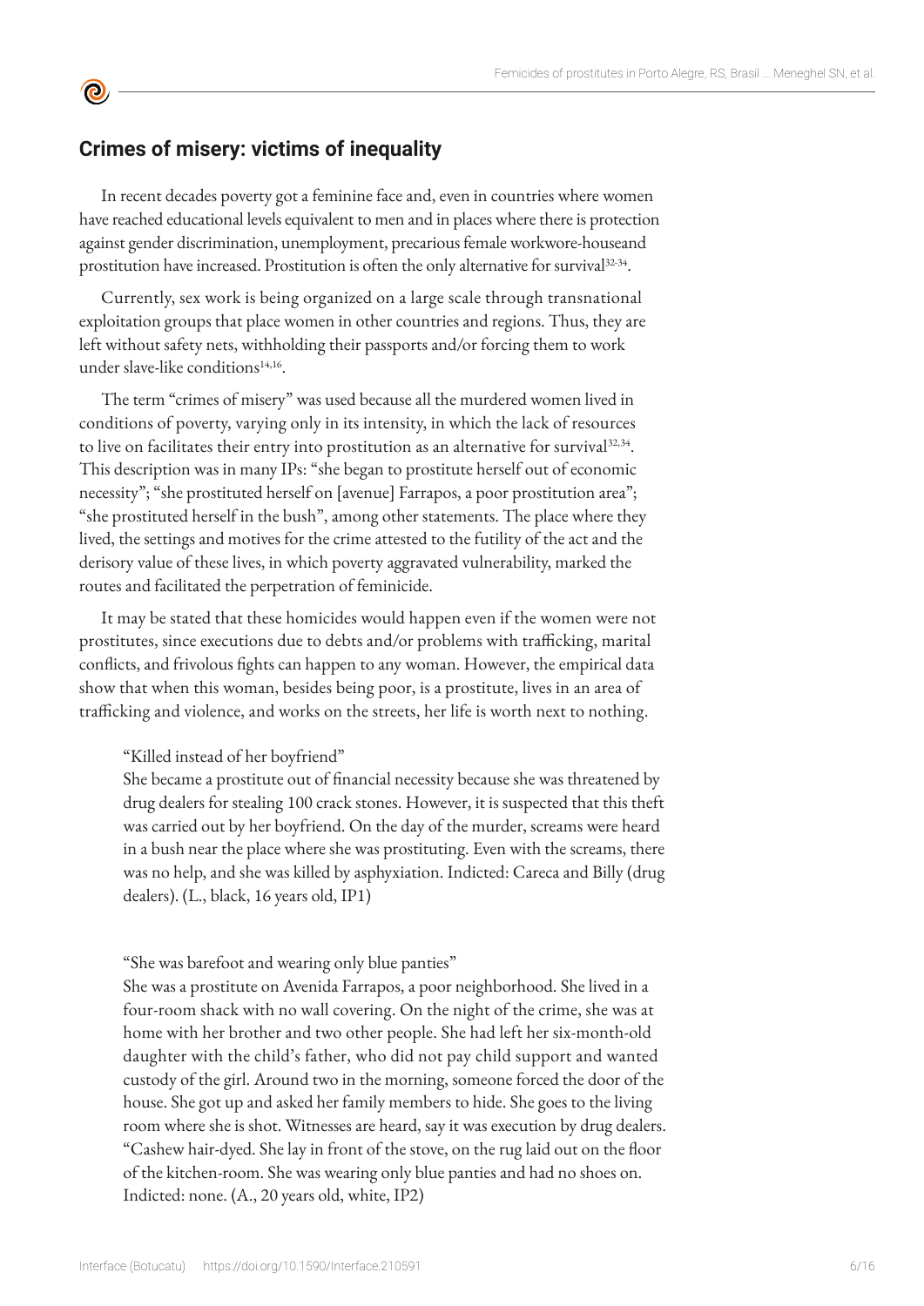## Crimes of misery: victims of inequality

In recent decades poverty got a feminine face and, even in countries where women have reached educational levels equivalent to men and in places where there is protection against gender discrimination, unemployment, precarious female workwore-houseand prostitution have increased. Prostitution is often the only alternative for survival[32-34].

Currently, sex work is being organized on a large scale through transnational exploitation groups that place women in other countries and regions. Thus, they are left without safety nets, withholding their passports and/or forcing them to work under slave-like conditions[14,16].

The term "crimes of misery" was used because all the murdered women lived in conditions of poverty, varying only in its intensity, in which the lack of resources to live on facilitates their entry into prostitution as an alternative for survival[32,34]. This description was in many IPs: "she began to prostitute herself out of economic necessity"; "she prostituted herself on [avenue] Farrapos, a poor prostitution area"; "she prostituted herself in the bush", among other statements. The place where they lived, the settings and motives for the crime attested to the futility of the act and the derisory value of these lives, in which poverty aggravated vulnerability, marked the routes and facilitated the perpetration of feminicide.

It may be stated that these homicides would happen even if the women were not prostitutes, since executions due to debts and/or problems with trafficking, marital conflicts, and frivolous fights can happen to any woman. However, the empirical data show that when this woman, besides being poor, is a prostitute, lives in an area of trafficking and violence, and works on the streets, her life is worth next to nothing.

> "Killed instead of her boyfriend"
> She became a prostitute out of financial necessity because she was threatened by drug dealers for stealing 100 crack stones. However, it is suspected that this theft was carried out by her boyfriend. On the day of the murder, screams were heard in a bush near the place where she was prostituting. Even with the screams, there was no help, and she was killed by asphyxiation. Indicted: Careca and Billy (drug dealers). (L., black, 16 years old, IP1)

> "She was barefoot and wearing only blue panties"
> She was a prostitute on Avenida Farrapos, a poor neighborhood. She lived in a four-room shack with no wall covering. On the night of the crime, she was at home with her brother and two other people. She had left her six-month-old daughter with the child's father, who did not pay child support and wanted custody of the girl. Around two in the morning, someone forced the door of the house. She got up and asked her family members to hide. She goes to the living room where she is shot. Witnesses are heard, say it was execution by drug dealers. "Cashew hair-dyed. She lay in front of the stove, on the rug laid out on the floor of the kitchen-room. She was wearing only blue panties and had no shoes on. Indicted: none. (A., 20 years old, white, IP2)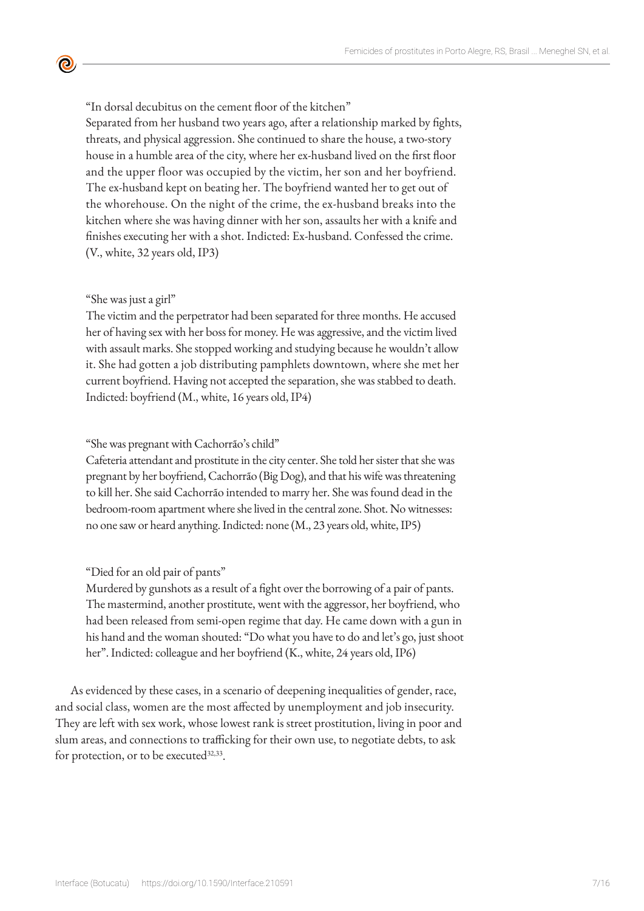"In dorsal decubitus on the cement floor of the kitchen"

Separated from her husband two years ago, after a relationship marked by fights, threats, and physical aggression. She continued to share the house, a two-story house in a humble area of the city, where her ex-husband lived on the first floor and the upper floor was occupied by the victim, her son and her boyfriend. The ex-husband kept on beating her. The boyfriend wanted her to get out of the whorehouse. On the night of the crime, the ex-husband breaks into the kitchen where she was having dinner with her son, assaults her with a knife and finishes executing her with a shot. Indicted: Ex-husband. Confessed the crime. (V., white, 32 years old, IP3)

"She was just a girl"

The victim and the perpetrator had been separated for three months. He accused her of having sex with her boss for money. He was aggressive, and the victim lived with assault marks. She stopped working and studying because he wouldn't allow it. She had gotten a job distributing pamphlets downtown, where she met her current boyfriend. Having not accepted the separation, she was stabbed to death. Indicted: boyfriend (M., white, 16 years old, IP4)

"She was pregnant with Cachorrão's child"

Cafeteria attendant and prostitute in the city center. She told her sister that she was pregnant by her boyfriend, Cachorrão (Big Dog), and that his wife was threatening to kill her. She said Cachorrão intended to marry her. She was found dead in the bedroom-room apartment where she lived in the central zone. Shot. No witnesses: no one saw or heard anything. Indicted: none (M., 23 years old, white, IP5)

"Died for an old pair of pants"

Murdered by gunshots as a result of a fight over the borrowing of a pair of pants. The mastermind, another prostitute, went with the aggressor, her boyfriend, who had been released from semi-open regime that day. He came down with a gun in his hand and the woman shouted: "Do what you have to do and let's go, just shoot her". Indicted: colleague and her boyfriend (K., white, 24 years old, IP6)

As evidenced by these cases, in a scenario of deepening inequalities of gender, race, and social class, women are the most affected by unemployment and job insecurity. They are left with sex work, whose lowest rank is street prostitution, living in poor and slum areas, and connections to trafficking for their own use, to negotiate debts, to ask for protection, or to be executed[32,33].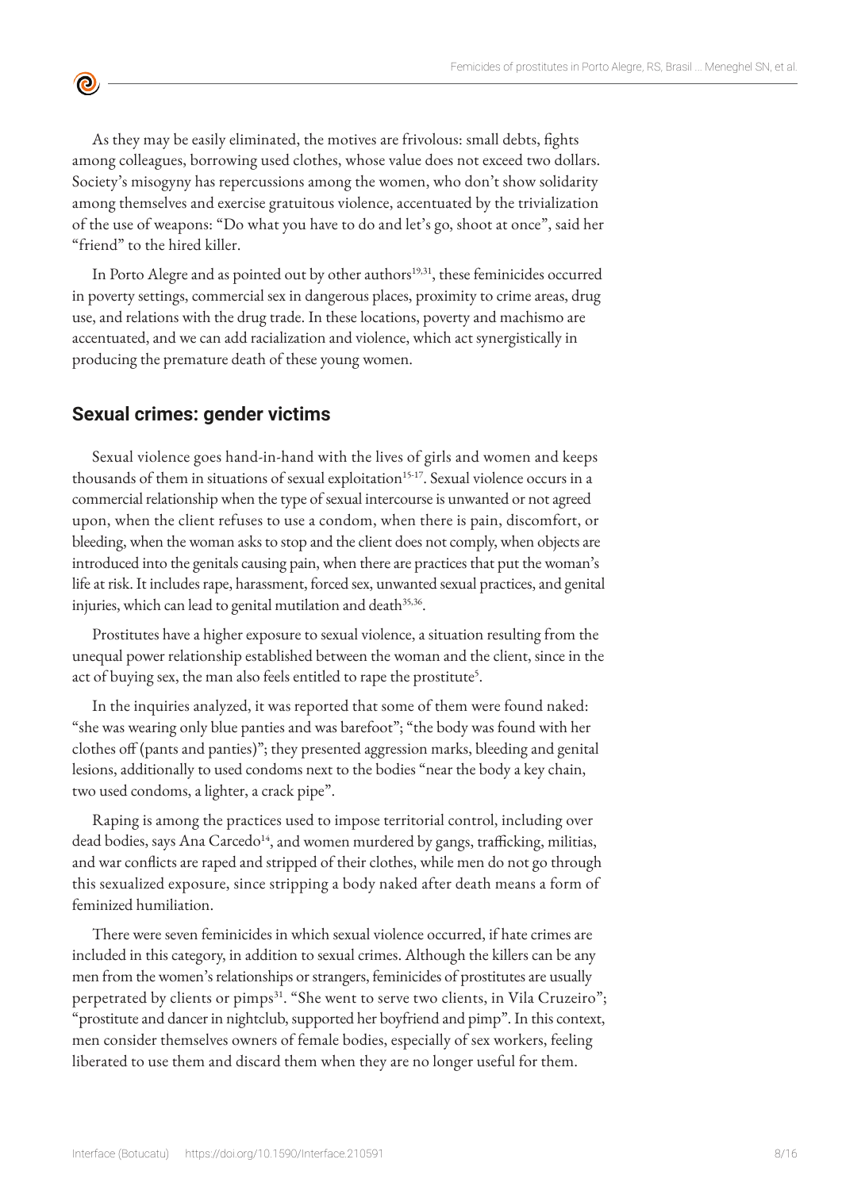As they may be easily eliminated, the motives are frivolous: small debts, fights among colleagues, borrowing used clothes, whose value does not exceed two dollars. Society's misogyny has repercussions among the women, who don't show solidarity among themselves and exercise gratuitous violence, accentuated by the trivialization of the use of weapons: "Do what you have to do and let's go, shoot at once", said her "friend" to the hired killer.

In Porto Alegre and as pointed out by other authors[19,31], these feminicides occurred in poverty settings, commercial sex in dangerous places, proximity to crime areas, drug use, and relations with the drug trade. In these locations, poverty and machismo are accentuated, and we can add racialization and violence, which act synergistically in producing the premature death of these young women.

## Sexual crimes: gender victims

Sexual violence goes hand-in-hand with the lives of girls and women and keeps thousands of them in situations of sexual exploitation[15-17]. Sexual violence occurs in a commercial relationship when the type of sexual intercourse is unwanted or not agreed upon, when the client refuses to use a condom, when there is pain, discomfort, or bleeding, when the woman asks to stop and the client does not comply, when objects are introduced into the genitals causing pain, when there are practices that put the woman's life at risk. It includes rape, harassment, forced sex, unwanted sexual practices, and genital injuries, which can lead to genital mutilation and death[35,36].

Prostitutes have a higher exposure to sexual violence, a situation resulting from the unequal power relationship established between the woman and the client, since in the act of buying sex, the man also feels entitled to rape the prostitute[5].

In the inquiries analyzed, it was reported that some of them were found naked: "she was wearing only blue panties and was barefoot"; "the body was found with her clothes off (pants and panties)"; they presented aggression marks, bleeding and genital lesions, additionally to used condoms next to the bodies "near the body a key chain, two used condoms, a lighter, a crack pipe".

Raping is among the practices used to impose territorial control, including over dead bodies, says Ana Carcedo[14], and women murdered by gangs, trafficking, militias, and war conflicts are raped and stripped of their clothes, while men do not go through this sexualized exposure, since stripping a body naked after death means a form of feminized humiliation.

There were seven feminicides in which sexual violence occurred, if hate crimes are included in this category, in addition to sexual crimes. Although the killers can be any men from the women's relationships or strangers, feminicides of prostitutes are usually perpetrated by clients or pimps[31]. "She went to serve two clients, in Vila Cruzeiro"; "prostitute and dancer in nightclub, supported her boyfriend and pimp". In this context, men consider themselves owners of female bodies, especially of sex workers, feeling liberated to use them and discard them when they are no longer useful for them.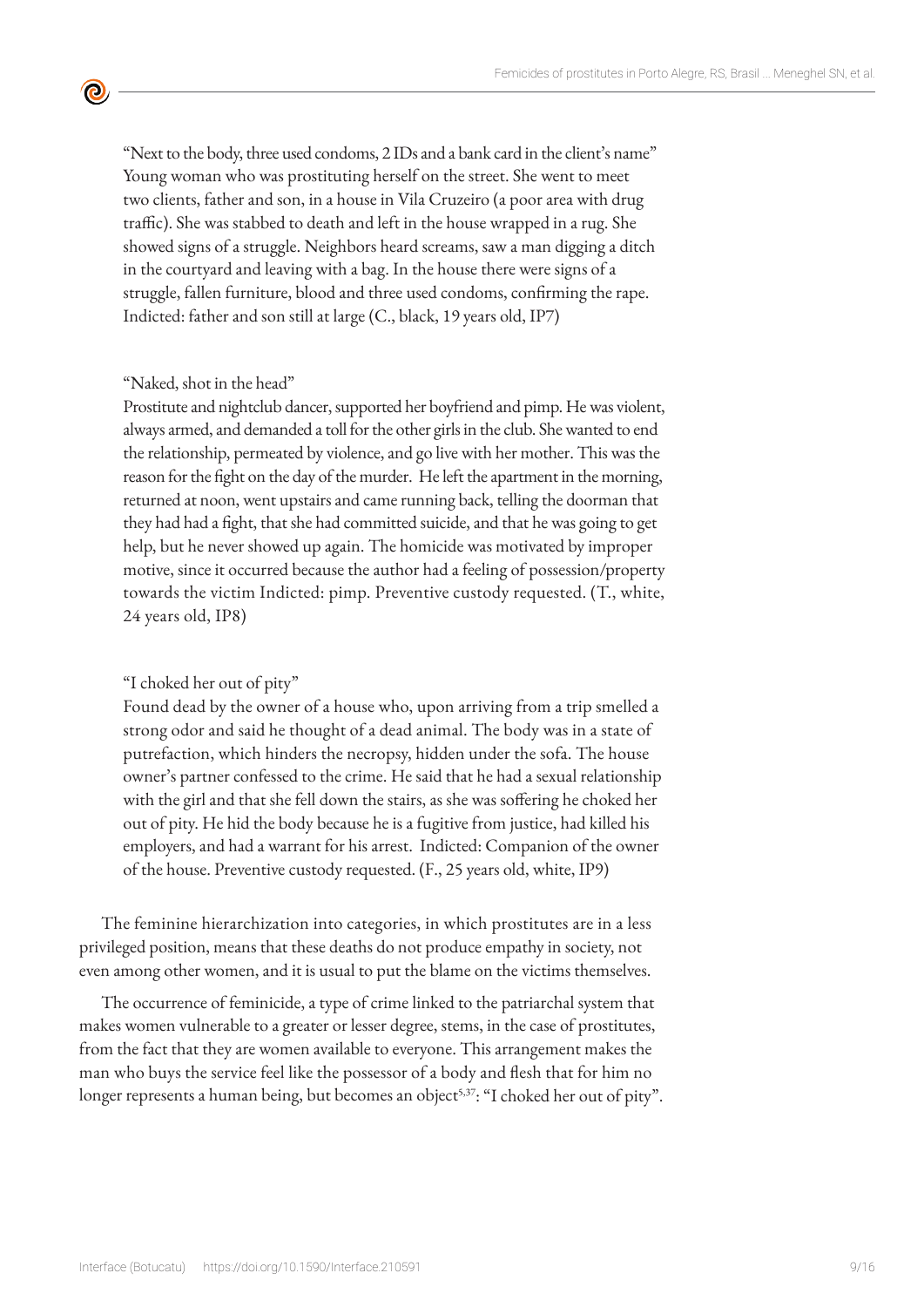"Next to the body, three used condoms, 2 IDs and a bank card in the client's name"
Young woman who was prostituting herself on the street. She went to meet two clients, father and son, in a house in Vila Cruzeiro (a poor area with drug traffic). She was stabbed to death and left in the house wrapped in a rug. She showed signs of a struggle. Neighbors heard screams, saw a man digging a ditch in the courtyard and leaving with a bag. In the house there were signs of a struggle, fallen furniture, blood and three used condoms, confirming the rape. Indicted: father and son still at large (C., black, 19 years old, IP7)

"Naked, shot in the head"
Prostitute and nightclub dancer, supported her boyfriend and pimp. He was violent, always armed, and demanded a toll for the other girls in the club. She wanted to end the relationship, permeated by violence, and go live with her mother. This was the reason for the fight on the day of the murder. He left the apartment in the morning, returned at noon, went upstairs and came running back, telling the doorman that they had had a fight, that she had committed suicide, and that he was going to get help, but he never showed up again. The homicide was motivated by improper motive, since it occurred because the author had a feeling of possession/property towards the victim Indicted: pimp. Preventive custody requested. (T., white, 24 years old, IP8)

"I choked her out of pity"
Found dead by the owner of a house who, upon arriving from a trip smelled a strong odor and said he thought of a dead animal. The body was in a state of putrefaction, which hinders the necropsy, hidden under the sofa. The house owner's partner confessed to the crime. He said that he had a sexual relationship with the girl and that she fell down the stairs, as she was soffering he choked her out of pity. He hid the body because he is a fugitive from justice, had killed his employers, and had a warrant for his arrest. Indicted: Companion of the owner of the house. Preventive custody requested. (F., 25 years old, white, IP9)

The feminine hierarchization into categories, in which prostitutes are in a less privileged position, means that these deaths do not produce empathy in society, not even among other women, and it is usual to put the blame on the victims themselves.

The occurrence of feminicide, a type of crime linked to the patriarchal system that makes women vulnerable to a greater or lesser degree, stems, in the case of prostitutes, from the fact that they are women available to everyone. This arrangement makes the man who buys the service feel like the possessor of a body and flesh that for him no longer represents a human being, but becomes an object[5,37]: "I choked her out of pity".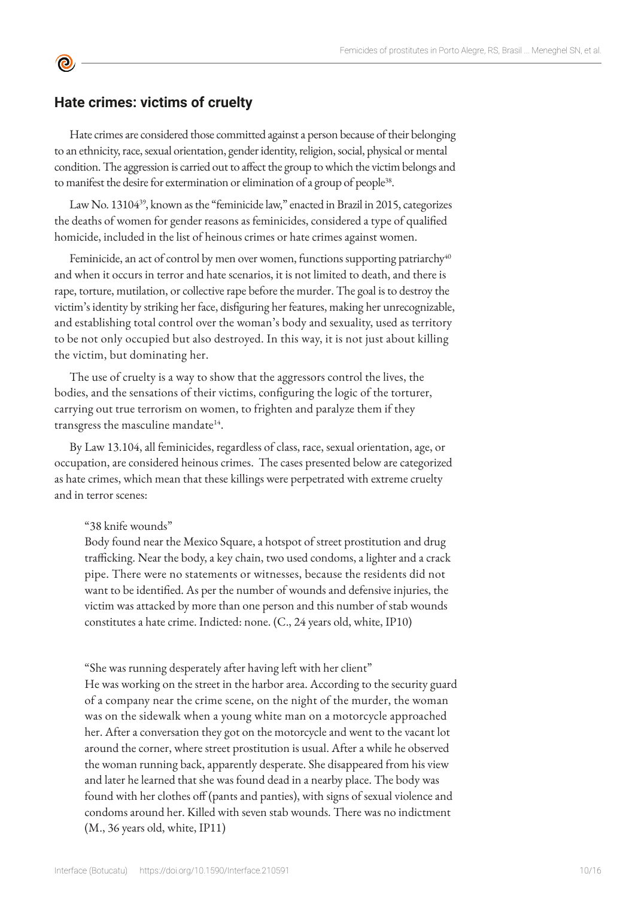## Hate crimes: victims of cruelty

Hate crimes are considered those committed against a person because of their belonging to an ethnicity, race, sexual orientation, gender identity, religion, social, physical or mental condition. The aggression is carried out to affect the group to which the victim belongs and to manifest the desire for extermination or elimination of a group of people[38].

Law No. 13104[39], known as the "feminicide law," enacted in Brazil in 2015, categorizes the deaths of women for gender reasons as feminicides, considered a type of qualified homicide, included in the list of heinous crimes or hate crimes against women.

Feminicide, an act of control by men over women, functions supporting patriarchy[40] and when it occurs in terror and hate scenarios, it is not limited to death, and there is rape, torture, mutilation, or collective rape before the murder. The goal is to destroy the victim's identity by striking her face, disfiguring her features, making her unrecognizable, and establishing total control over the woman's body and sexuality, used as territory to be not only occupied but also destroyed. In this way, it is not just about killing the victim, but dominating her.

The use of cruelty is a way to show that the aggressors control the lives, the bodies, and the sensations of their victims, configuring the logic of the torturer, carrying out true terrorism on women, to frighten and paralyze them if they transgress the masculine mandate[14].

By Law 13.104, all feminicides, regardless of class, race, sexual orientation, age, or occupation, are considered heinous crimes. The cases presented below are categorized as hate crimes, which mean that these killings were perpetrated with extreme cruelty and in terror scenes:

"38 knife wounds"
Body found near the Mexico Square, a hotspot of street prostitution and drug trafficking. Near the body, a key chain, two used condoms, a lighter and a crack pipe. There were no statements or witnesses, because the residents did not want to be identified. As per the number of wounds and defensive injuries, the victim was attacked by more than one person and this number of stab wounds constitutes a hate crime. Indicted: none. (C., 24 years old, white, IP10)

"She was running desperately after having left with her client"
He was working on the street in the harbor area. According to the security guard of a company near the crime scene, on the night of the murder, the woman was on the sidewalk when a young white man on a motorcycle approached her. After a conversation they got on the motorcycle and went to the vacant lot around the corner, where street prostitution is usual. After a while he observed the woman running back, apparently desperate. She disappeared from his view and later he learned that she was found dead in a nearby place. The body was found with her clothes off (pants and panties), with signs of sexual violence and condoms around her. Killed with seven stab wounds. There was no indictment (M., 36 years old, white, IP11)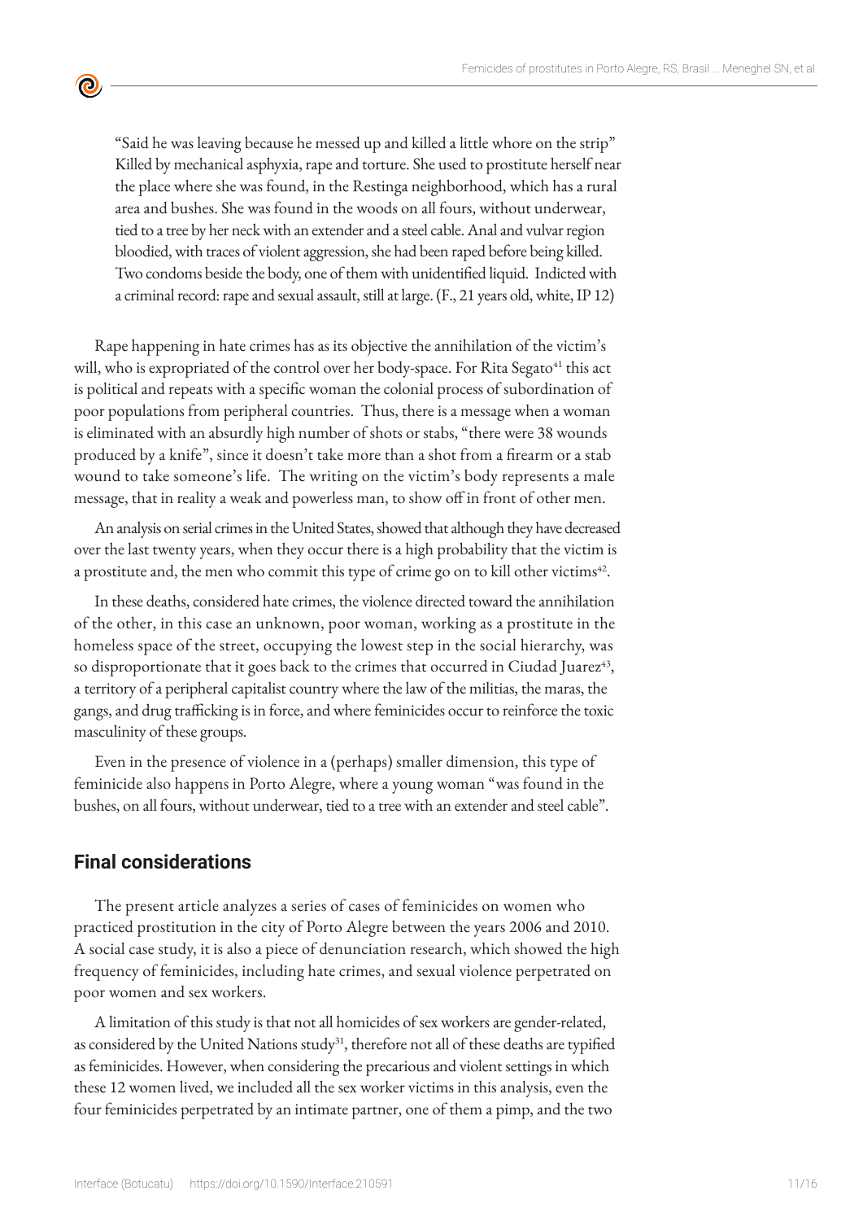> "Said he was leaving because he messed up and killed a little whore on the strip" Killed by mechanical asphyxia, rape and torture. She used to prostitute herself near the place where she was found, in the Restinga neighborhood, which has a rural area and bushes. She was found in the woods on all fours, without underwear, tied to a tree by her neck with an extender and a steel cable. Anal and vulvar region bloodied, with traces of violent aggression, she had been raped before being killed. Two condoms beside the body, one of them with unidentified liquid. Indicted with a criminal record: rape and sexual assault, still at large. (F., 21 years old, white, IP 12)

Rape happening in hate crimes has as its objective the annihilation of the victim's will, who is expropriated of the control over her body-space. For Rita Segato[41] this act is political and repeats with a specific woman the colonial process of subordination of poor populations from peripheral countries. Thus, there is a message when a woman is eliminated with an absurdly high number of shots or stabs, "there were 38 wounds produced by a knife", since it doesn't take more than a shot from a firearm or a stab wound to take someone's life. The writing on the victim's body represents a male message, that in reality a weak and powerless man, to show off in front of other men.

An analysis on serial crimes in the United States, showed that although they have decreased over the last twenty years, when they occur there is a high probability that the victim is a prostitute and, the men who commit this type of crime go on to kill other victims[42].

In these deaths, considered hate crimes, the violence directed toward the annihilation of the other, in this case an unknown, poor woman, working as a prostitute in the homeless space of the street, occupying the lowest step in the social hierarchy, was so disproportionate that it goes back to the crimes that occurred in Ciudad Juarez[43], a territory of a peripheral capitalist country where the law of the militias, the maras, the gangs, and drug trafficking is in force, and where feminicides occur to reinforce the toxic masculinity of these groups.

Even in the presence of violence in a (perhaps) smaller dimension, this type of feminicide also happens in Porto Alegre, where a young woman "was found in the bushes, on all fours, without underwear, tied to a tree with an extender and steel cable".

## Final considerations

The present article analyzes a series of cases of feminicides on women who practiced prostitution in the city of Porto Alegre between the years 2006 and 2010. A social case study, it is also a piece of denunciation research, which showed the high frequency of feminicides, including hate crimes, and sexual violence perpetrated on poor women and sex workers.

A limitation of this study is that not all homicides of sex workers are gender-related, as considered by the United Nations study[31], therefore not all of these deaths are typified as feminicides. However, when considering the precarious and violent settings in which these 12 women lived, we included all the sex worker victims in this analysis, even the four feminicides perpetrated by an intimate partner, one of them a pimp, and the two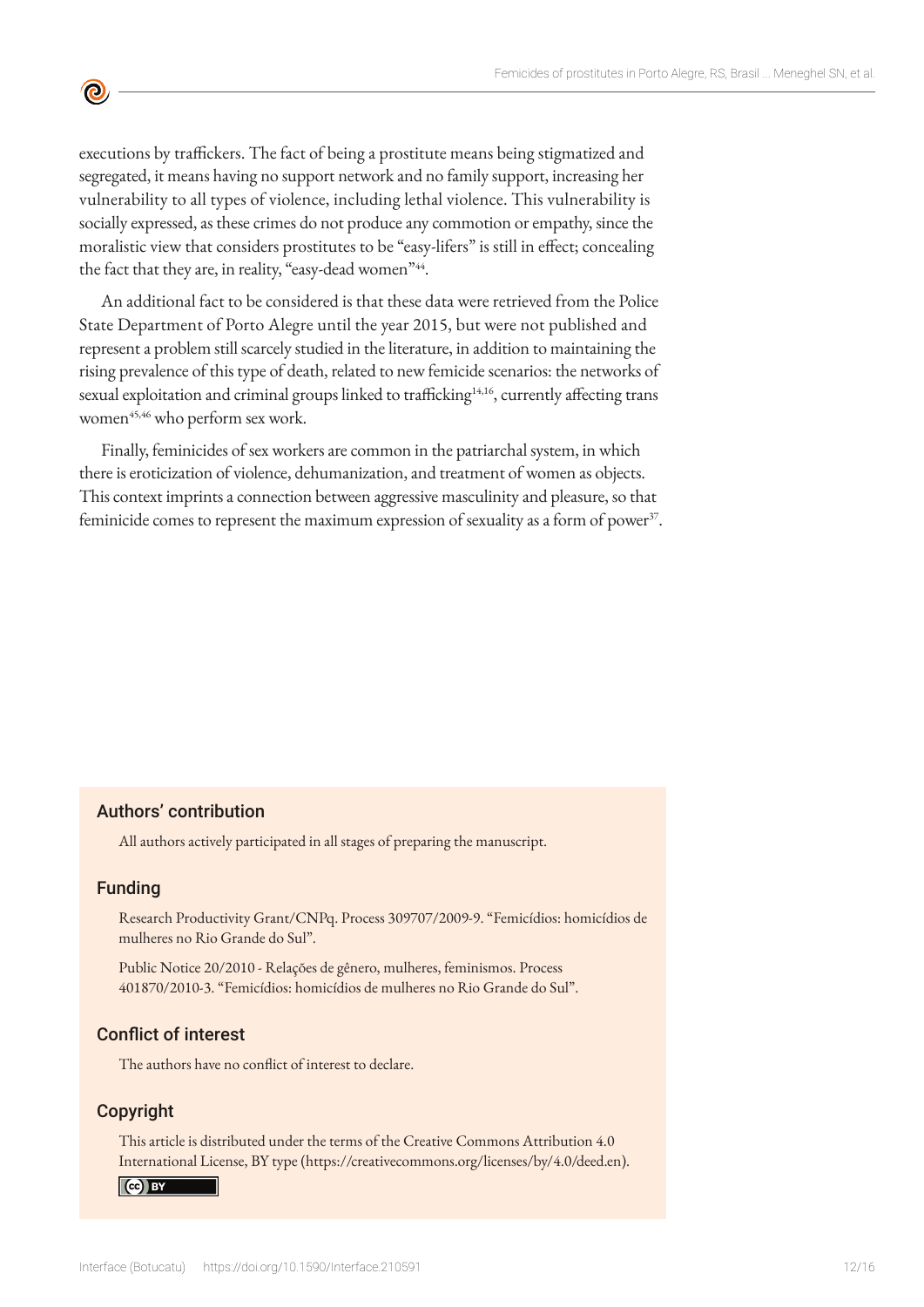executions by traffickers. The fact of being a prostitute means being stigmatized and segregated, it means having no support network and no family support, increasing her vulnerability to all types of violence, including lethal violence. This vulnerability is socially expressed, as these crimes do not produce any commotion or empathy, since the moralistic view that considers prostitutes to be "easy-lifers" is still in effect; concealing the fact that they are, in reality, "easy-dead women"[44].

An additional fact to be considered is that these data were retrieved from the Police State Department of Porto Alegre until the year 2015, but were not published and represent a problem still scarcely studied in the literature, in addition to maintaining the rising prevalence of this type of death, related to new femicide scenarios: the networks of sexual exploitation and criminal groups linked to trafficking[14,16], currently affecting trans women[45,46] who perform sex work.

Finally, feminicides of sex workers are common in the patriarchal system, in which there is eroticization of violence, dehumanization, and treatment of women as objects. This context imprints a connection between aggressive masculinity and pleasure, so that feminicide comes to represent the maximum expression of sexuality as a form of power[37].

### Authors' contribution

All authors actively participated in all stages of preparing the manuscript.

### Funding

Research Productivity Grant/CNPq. Process 309707/2009-9. "Femicídios: homicídios de mulheres no Rio Grande do Sul".

Public Notice 20/2010 - Relações de gênero, mulheres, feminismos. Process 401870/2010-3. "Femicídios: homicídios de mulheres no Rio Grande do Sul".

### Conflict of interest

The authors have no conflict of interest to declare.

### Copyright

This article is distributed under the terms of the Creative Commons Attribution 4.0 International License, BY type (https://creativecommons.org/licenses/by/4.0/deed.en).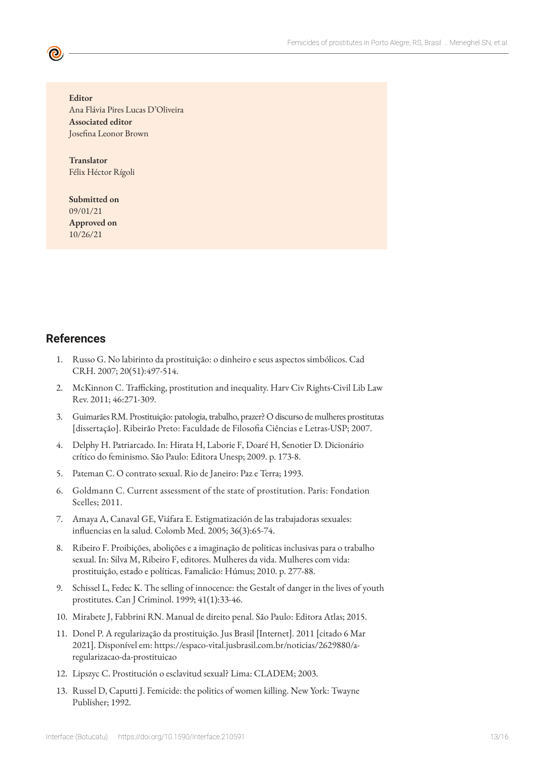**Editor**
Ana Flávia Pires Lucas D'Oliveira
**Associated editor**
Josefina Leonor Brown

**Translator**
Félix Héctor Rígoli

**Submitted on**
09/01/21
**Approved on**
10/26/21

## References

1. Russo G. No labirinto da prostituição: o dinheiro e seus aspectos simbólicos. Cad CRH. 2007; 20(51):497-514.
2. McKinnon C. Trafficking, prostitution and inequality. Harv Civ Rights-Civil Lib Law Rev. 2011; 46:271-309.
3. Guimarães RM. Prostituição: patologia, trabalho, prazer? O discurso de mulheres prostitutas [dissertação]. Ribeirão Preto: Faculdade de Filosofia Ciências e Letras-USP; 2007.
4. Delphy H. Patriarcado. In: Hirata H, Laborie F, Doaré H, Senotier D. Dicionário crítico do feminismo. São Paulo: Editora Unesp; 2009. p. 173-8.
5. Pateman C. O contrato sexual. Rio de Janeiro: Paz e Terra; 1993.
6. Goldmann C. Current assessment of the state of prostitution. Paris: Fondation Scelles; 2011.
7. Amaya A, Canaval GE, Viáfara E. Estigmatización de las trabajadoras sexuales: influencias en la salud. Colomb Med. 2005; 36(3):65-74.
8. Ribeiro F. Proibições, abolições e a imaginação de politicas inclusivas para o trabalho sexual. In: Silva M, Ribeiro F, editores. Mulheres da vida. Mulheres com vida: prostituição, estado e políticas. Famalicão: Húmus; 2010. p. 277-88.
9. Schissel L, Fedec K. The selling of innocence: the Gestalt of danger in the lives of youth prostitutes. Can J Criminol. 1999; 41(1):33-46.
10. Mirabete J, Fabbrini RN. Manual de direito penal. São Paulo: Editora Atlas; 2015.
11. Donel P. A regularização da prostituição. Jus Brasil [Internet]. 2011 [citado 6 Mar 2021]. Disponível em: https://espaco-vital.jusbrasil.com.br/noticias/2629880/a-regularizacao-da-prostituicao
12. Lipszyc C. Prostitución o esclavitud sexual? Lima: CLADEM; 2003.
13. Russel D, Caputti J. Femicide: the politics of women killing. New York: Twayne Publisher; 1992.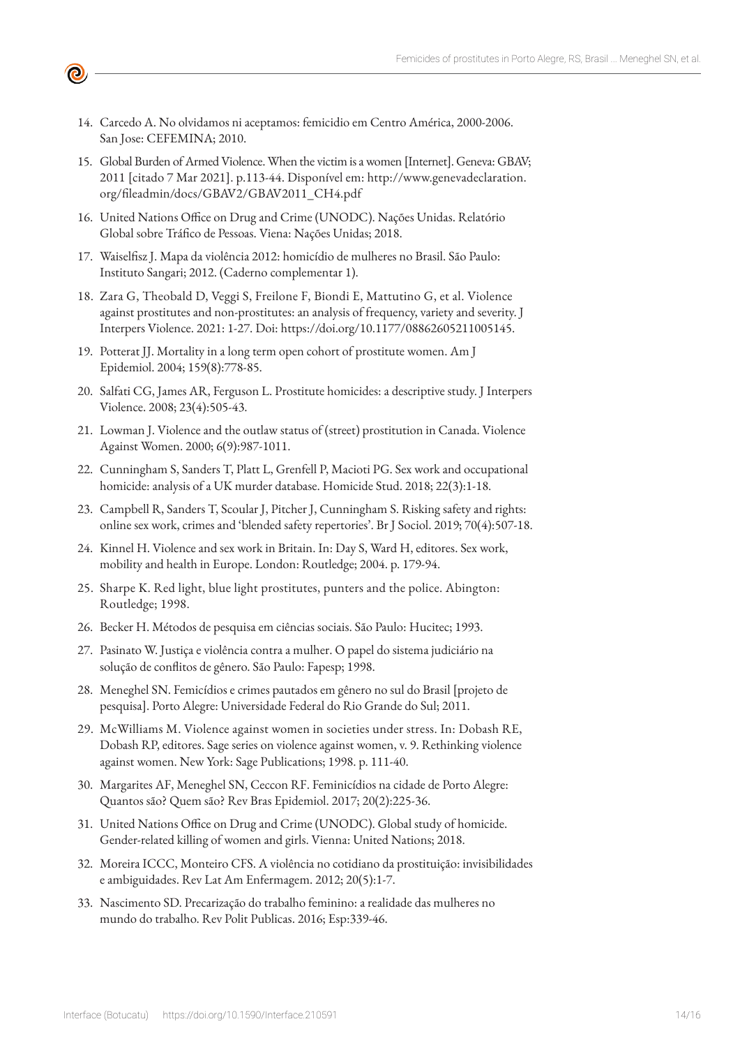14. Carcedo A. No olvidamos ni aceptamos: femicidio em Centro América, 2000-2006. San Jose: CEFEMINA; 2010.
15. Global Burden of Armed Violence. When the victim is a women [Internet]. Geneva: GBAV; 2011 [citado 7 Mar 2021]. p.113-44. Disponível em: http://www.genevadeclaration.org/fileadmin/docs/GBAV2/GBAV2011_CH4.pdf
16. United Nations Office on Drug and Crime (UNODC). Nações Unidas. Relatório Global sobre Tráfico de Pessoas. Viena: Nações Unidas; 2018.
17. Waiselfisz J. Mapa da violência 2012: homicídio de mulheres no Brasil. São Paulo: Instituto Sangari; 2012. (Caderno complementar 1).
18. Zara G, Theobald D, Veggi S, Freilone F, Biondi E, Mattutino G, et al. Violence against prostitutes and non-prostitutes: an analysis of frequency, variety and severity. J Interpers Violence. 2021: 1-27. Doi: https://doi.org/10.1177/08862605211005145.
19. Potterat JJ. Mortality in a long term open cohort of prostitute women. Am J Epidemiol. 2004; 159(8):778-85.
20. Salfati CG, James AR, Ferguson L. Prostitute homicides: a descriptive study. J Interpers Violence. 2008; 23(4):505-43.
21. Lowman J. Violence and the outlaw status of (street) prostitution in Canada. Violence Against Women. 2000; 6(9):987-1011.
22. Cunningham S, Sanders T, Platt L, Grenfell P, Macioti PG. Sex work and occupational homicide: analysis of a UK murder database. Homicide Stud. 2018; 22(3):1-18.
23. Campbell R, Sanders T, Scoular J, Pitcher J, Cunningham S. Risking safety and rights: online sex work, crimes and 'blended safety repertories'. Br J Sociol. 2019; 70(4):507-18.
24. Kinnel H. Violence and sex work in Britain. In: Day S, Ward H, editores. Sex work, mobility and health in Europe. London: Routledge; 2004. p. 179-94.
25. Sharpe K. Red light, blue light prostitutes, punters and the police. Abington: Routledge; 1998.
26. Becker H. Métodos de pesquisa em ciências sociais. São Paulo: Hucitec; 1993.
27. Pasinato W. Justiça e violência contra a mulher. O papel do sistema judiciário na solução de conflitos de gênero. São Paulo: Fapesp; 1998.
28. Meneghel SN. Femicídios e crimes pautados em gênero no sul do Brasil [projeto de pesquisa]. Porto Alegre: Universidade Federal do Rio Grande do Sul; 2011.
29. McWilliams M. Violence against women in societies under stress. In: Dobash RE, Dobash RP, editores. Sage series on violence against women, v. 9. Rethinking violence against women. New York: Sage Publications; 1998. p. 111-40.
30. Margarites AF, Meneghel SN, Ceccon RF. Feminicídios na cidade de Porto Alegre: Quantos são? Quem são? Rev Bras Epidemiol. 2017; 20(2):225-36.
31. United Nations Office on Drug and Crime (UNODC). Global study of homicide. Gender-related killing of women and girls. Vienna: United Nations; 2018.
32. Moreira ICCC, Monteiro CFS. A violência no cotidiano da prostituição: invisibilidades e ambiguidades. Rev Lat Am Enfermagem. 2012; 20(5):1-7.
33. Nascimento SD. Precarização do trabalho feminino: a realidade das mulheres no mundo do trabalho. Rev Polit Publicas. 2016; Esp:339-46.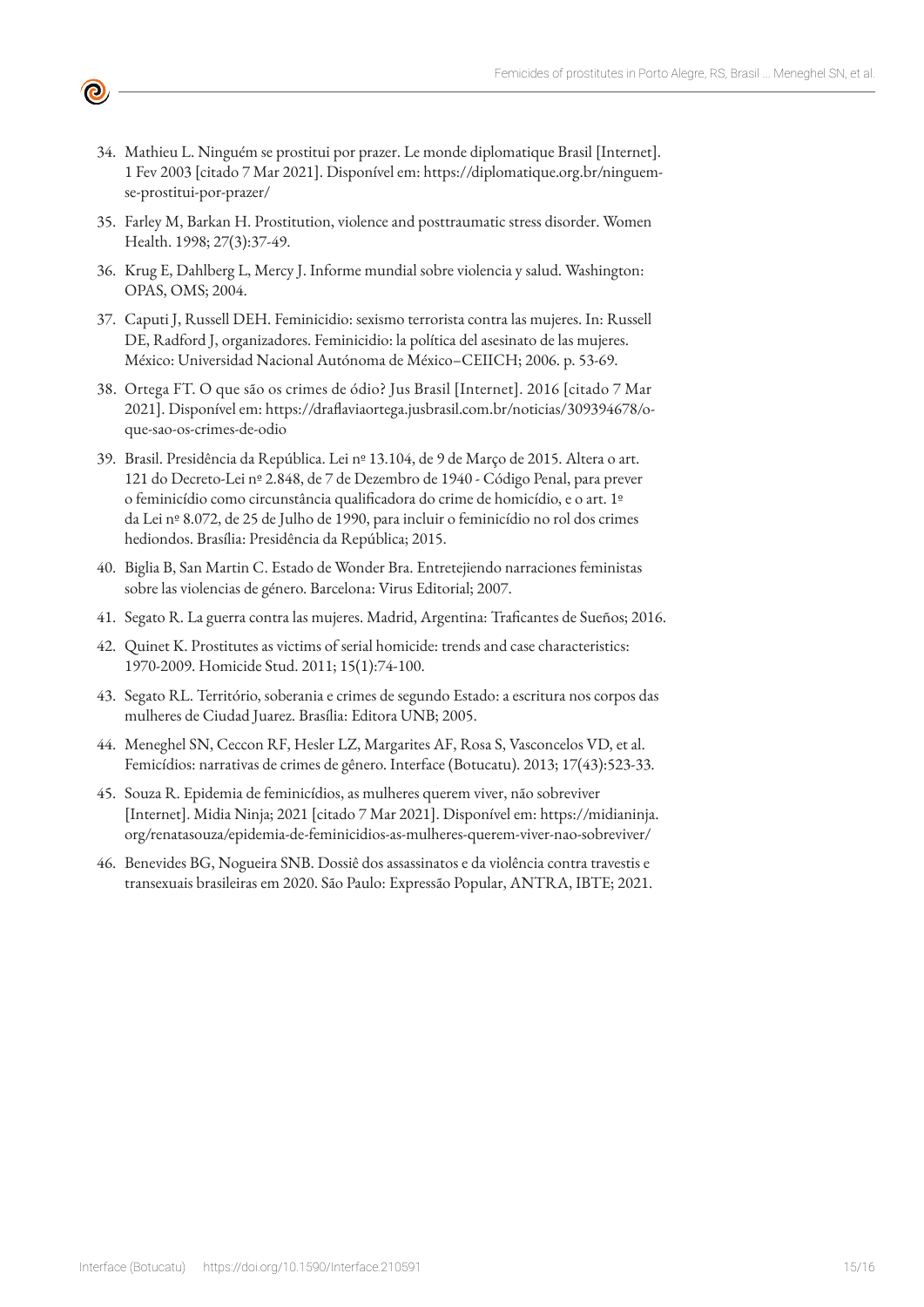34. Mathieu L. Ninguém se prostitui por prazer. Le monde diplomatique Brasil [Internet]. 1 Fev 2003 [citado 7 Mar 2021]. Disponível em: https://diplomatique.org.br/ninguem-se-prostitui-por-prazer/

35. Farley M, Barkan H. Prostitution, violence and posttraumatic stress disorder. Women Health. 1998; 27(3):37-49.

36. Krug E, Dahlberg L, Mercy J. Informe mundial sobre violencia y salud. Washington: OPAS, OMS; 2004.

37. Caputi J, Russell DEH. Feminicidio: sexismo terrorista contra las mujeres. In: Russell DE, Radford J, organizadores. Feminicidio: la política del asesinato de las mujeres. México: Universidad Nacional Autónoma de México–CEIICH; 2006. p. 53-69.

38. Ortega FT. O que são os crimes de ódio? Jus Brasil [Internet]. 2016 [citado 7 Mar 2021]. Disponível em: https://draflaviaortega.jusbrasil.com.br/noticias/309394678/o-que-sao-os-crimes-de-odio

39. Brasil. Presidência da República. Lei nº 13.104, de 9 de Março de 2015. Altera o art. 121 do Decreto-Lei nº 2.848, de 7 de Dezembro de 1940 - Código Penal, para prever o feminicídio como circunstância qualificadora do crime de homicídio, e o art. 1º da Lei nº 8.072, de 25 de Julho de 1990, para incluir o feminicídio no rol dos crimes hediondos. Brasília: Presidência da República; 2015.

40. Biglia B, San Martin C. Estado de Wonder Bra. Entretejiendo narraciones feministas sobre las violencias de género. Barcelona: Virus Editorial; 2007.

41. Segato R. La guerra contra las mujeres. Madrid, Argentina: Traficantes de Sueños; 2016.

42. Quinet K. Prostitutes as victims of serial homicide: trends and case characteristics: 1970-2009. Homicide Stud. 2011; 15(1):74-100.

43. Segato RL. Território, soberania e crimes de segundo Estado: a escritura nos corpos das mulheres de Ciudad Juarez. Brasília: Editora UNB; 2005.

44. Meneghel SN, Ceccon RF, Hesler LZ, Margarites AF, Rosa S, Vasconcelos VD, et al. Femicídios: narrativas de crimes de gênero. Interface (Botucatu). 2013; 17(43):523-33.

45. Souza R. Epidemia de feminicídios, as mulheres querem viver, não sobreviver [Internet]. Midia Ninja; 2021 [citado 7 Mar 2021]. Disponível em: https://midianinja.org/renatasouza/epidemia-de-feminicidios-as-mulheres-querem-viver-nao-sobreviver/

46. Benevides BG, Nogueira SNB. Dossiê dos assassinatos e da violência contra travestis e transexuais brasileiras em 2020. São Paulo: Expressão Popular, ANTRA, IBTE; 2021.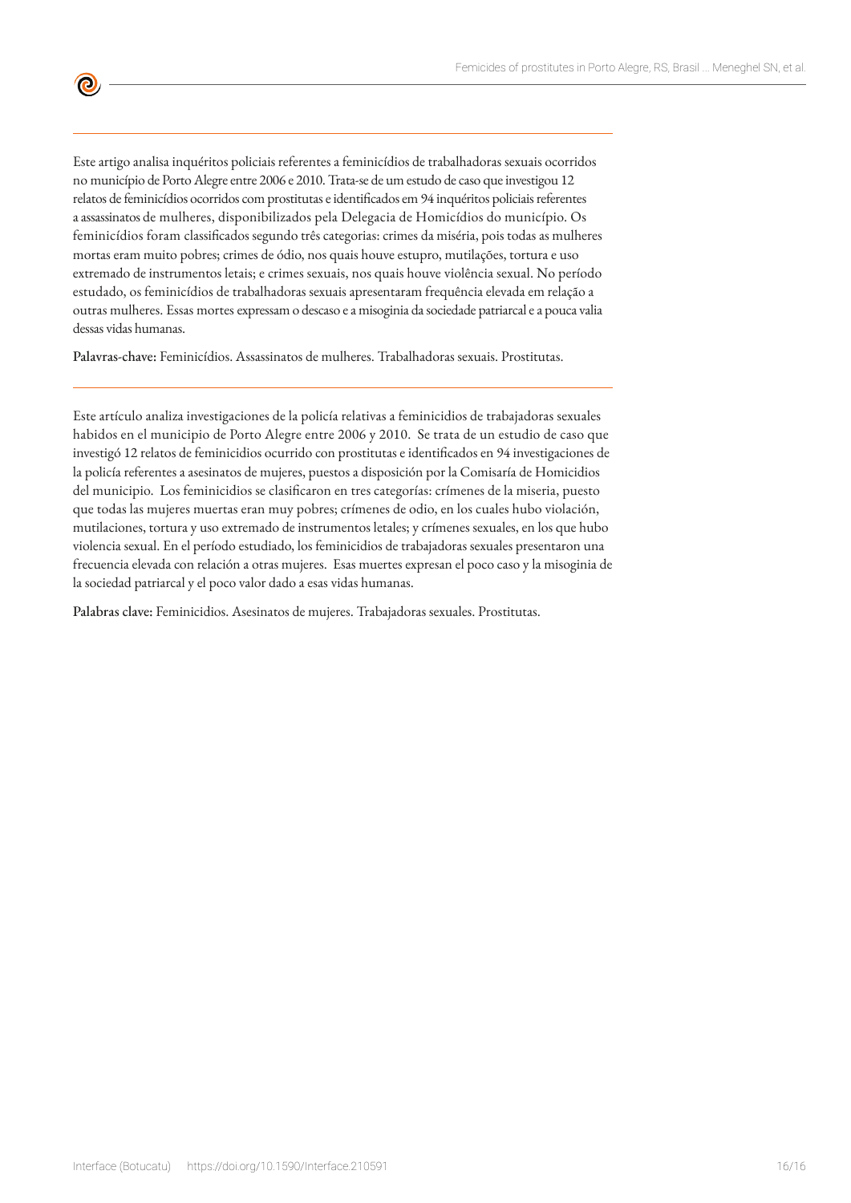Este artigo analisa inquéritos policiais referentes a feminicídios de trabalhadoras sexuais ocorridos no município de Porto Alegre entre 2006 e 2010. Trata-se de um estudo de caso que investigou 12 relatos de feminicídios ocorridos com prostitutas e identificados em 94 inquéritos policiais referentes a assassinatos de mulheres, disponibilizados pela Delegacia de Homicídios do município. Os feminicídios foram classificados segundo três categorias: crimes da miséria, pois todas as mulheres mortas eram muito pobres; crimes de ódio, nos quais houve estupro, mutilações, tortura e uso extremado de instrumentos letais; e crimes sexuais, nos quais houve violência sexual. No período estudado, os feminicídios de trabalhadoras sexuais apresentaram frequência elevada em relação a outras mulheres. Essas mortes expressam o descaso e a misoginia da sociedade patriarcal e a pouca valia dessas vidas humanas.

**Palavras-chave:** Feminicídios. Assassinatos de mulheres. Trabalhadoras sexuais. Prostitutas.

---

Este artículo analiza investigaciones de la policía relativas a feminicidios de trabajadoras sexuales habidos en el municipio de Porto Alegre entre 2006 y 2010. Se trata de un estudio de caso que investigó 12 relatos de feminicidios ocurrido con prostitutas e identificados en 94 investigaciones de la policía referentes a asesinatos de mujeres, puestos a disposición por la Comisaría de Homicidios del municipio. Los feminicidios se clasificaron en tres categorías: crímenes de la miseria, puesto que todas las mujeres muertas eran muy pobres; crímenes de odio, en los cuales hubo violación, mutilaciones, tortura y uso extremado de instrumentos letales; y crímenes sexuales, en los que hubo violencia sexual. En el período estudiado, los feminicidios de trabajadoras sexuales presentaron una frecuencia elevada con relación a otras mujeres. Esas muertes expresan el poco caso y la misoginia de la sociedad patriarcal y el poco valor dado a esas vidas humanas.

**Palabras clave:** Feminicidios. Asesinatos de mujeres. Trabajadoras sexuales. Prostitutas.